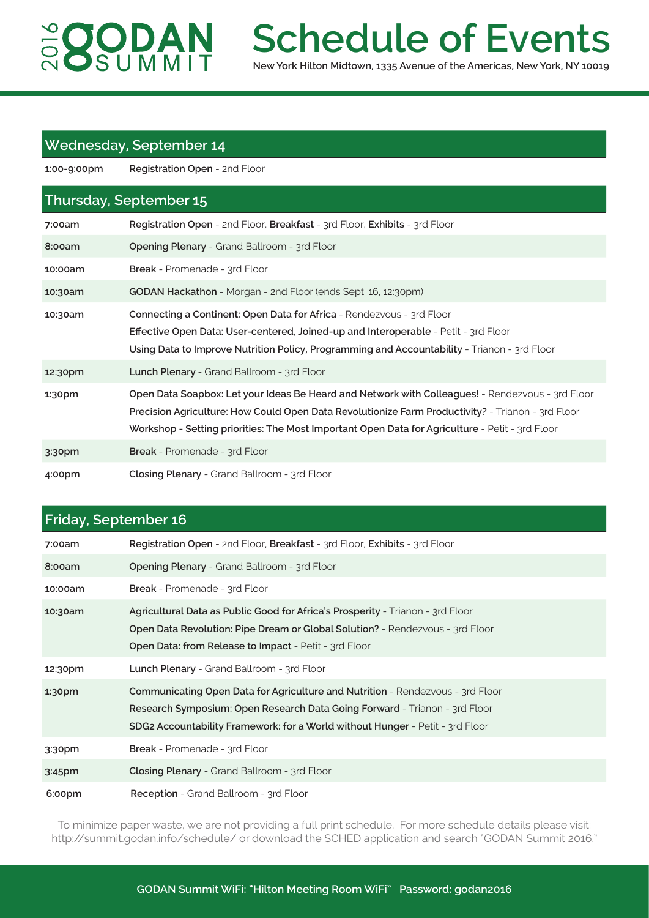# 2016 GODAN SUMMIT

# Schedule of Events

**New York Hilton Midtown, 1335 Avenue of the Americas, New York, NY 10019**

## Wednesday, September 14

| | |
|---|---|
| **1:00-9:00pm** | **Registration Open** - 2nd Floor |

## Thursday, September 15

| | |
|---|---|
| **7:00am** | **Registration Open** - 2nd Floor, **Breakfast** - 3rd Floor, **Exhibits** - 3rd Floor |
| **8:00am** | **Opening Plenary** - Grand Ballroom - 3rd Floor |
| **10:00am** | **Break** - Promenade - 3rd Floor |
| **10:30am** | **GODAN Hackathon** - Morgan - 2nd Floor (ends Sept. 16, 12:30pm) |
| **10:30am** | **Connecting a Continent: Open Data for Africa** - Rendezvous - 3rd Floor<br>**Effective Open Data: User-centered, Joined-up and Interoperable** - Petit - 3rd Floor<br>**Using Data to Improve Nutrition Policy, Programming and Accountability** - Trianon - 3rd Floor |
| **12:30pm** | **Lunch Plenary** - Grand Ballroom - 3rd Floor |
| **1:30pm** | **Open Data Soapbox: Let your Ideas Be Heard and Network with Colleagues!** - Rendezvous - 3rd Floor<br>**Precision Agriculture: How Could Open Data Revolutionize Farm Productivity?** - Trianon - 3rd Floor<br>**Workshop - Setting priorities: The Most Important Open Data for Agriculture** - Petit - 3rd Floor |
| **3:30pm** | **Break** - Promenade - 3rd Floor |
| **4:00pm** | **Closing Plenary** - Grand Ballroom - 3rd Floor |

## Friday, September 16

| | |
|---|---|
| **7:00am** | **Registration Open** - 2nd Floor, **Breakfast** - 3rd Floor, **Exhibits** - 3rd Floor |
| **8:00am** | **Opening Plenary** - Grand Ballroom - 3rd Floor |
| **10:00am** | **Break** - Promenade - 3rd Floor |
| **10:30am** | **Agricultural Data as Public Good for Africa's Prosperity** - Trianon - 3rd Floor<br>**Open Data Revolution: Pipe Dream or Global Solution?** - Rendezvous - 3rd Floor<br>**Open Data: from Release to Impact** - Petit - 3rd Floor |
| **12:30pm** | **Lunch Plenary** - Grand Ballroom - 3rd Floor |
| **1:30pm** | **Communicating Open Data for Agriculture and Nutrition** - Rendezvous - 3rd Floor<br>**Research Symposium: Open Research Data Going Forward** - Trianon - 3rd Floor<br>**SDG2 Accountability Framework: for a World without Hunger** - Petit - 3rd Floor |
| **3:30pm** | **Break** - Promenade - 3rd Floor |
| **3:45pm** | **Closing Plenary** - Grand Ballroom - 3rd Floor |
| **6:00pm** | **Reception** - Grand Ballroom - 3rd Floor |

To minimize paper waste, we are not providing a full print schedule. For more schedule details please visit: http://summit.godan.info/schedule/ or download the SCHED application and search "GODAN Summit 2016."

**GODAN Summit WiFi: "Hilton Meeting Room WiFi" Password: godan2016**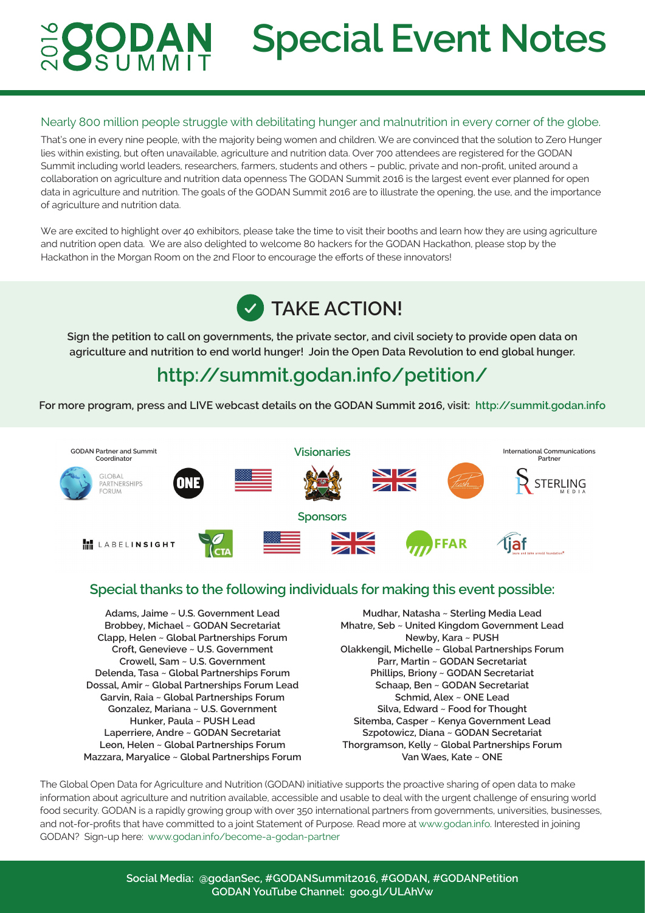# 2016 GODAN SUMMIT Special Event Notes

Nearly 800 million people struggle with debilitating hunger and malnutrition in every corner of the globe.

That's one in every nine people, with the majority being women and children. We are convinced that the solution to Zero Hunger lies within existing, but often unavailable, agriculture and nutrition data. Over 700 attendees are registered for the GODAN Summit including world leaders, researchers, farmers, students and others – public, private and non-profit, united around a collaboration on agriculture and nutrition data openness The GODAN Summit 2016 is the largest event ever planned for open data in agriculture and nutrition. The goals of the GODAN Summit 2016 are to illustrate the opening, the use, and the importance of agriculture and nutrition data.

We are excited to highlight over 40 exhibitors, please take the time to visit their booths and learn how they are using agriculture and nutrition open data. We are also delighted to welcome 80 hackers for the GODAN Hackathon, please stop by the Hackathon in the Morgan Room on the 2nd Floor to encourage the efforts of these innovators!

## TAKE ACTION!

**Sign the petition to call on governments, the private sector, and civil society to provide open data on agriculture and nutrition to end world hunger! Join the Open Data Revolution to end global hunger.**

## http://summit.godan.info/petition/

**For more program, press and LIVE webcast details on the GODAN Summit 2016, visit: http://summit.godan.info**

GODAN Partner and Summit Coordinator

GLOBAL PARTNERSHIPS FORUM

Visionaries

ONE

PUSH

International Communications Partner

STERLING MEDIA

Sponsors

LABELINSIGHT

CTA

FFAR

ljaf laura and john arnold foundation

## Special thanks to the following individuals for making this event possible:

**Adams, Jaime ~ U.S. Government Lead**
**Brobbey, Michael ~ GODAN Secretariat**
**Clapp, Helen ~ Global Partnerships Forum**
**Croft, Genevieve ~ U.S. Government**
**Crowell, Sam ~ U.S. Government**
**Delenda, Tasa ~ Global Partnerships Forum**
**Dossal, Amir ~ Global Partnerships Forum Lead**
**Garvin, Raia ~ Global Partnerships Forum**
**Gonzalez, Mariana ~ U.S. Government**
**Hunker, Paula ~ PUSH Lead**
**Laperriere, Andre ~ GODAN Secretariat**
**Leon, Helen ~ Global Partnerships Forum**
**Mazzara, Maryalice ~ Global Partnerships Forum**
**Mudhar, Natasha ~ Sterling Media Lead**
**Mhatre, Seb ~ United Kingdom Government Lead**
**Newby, Kara ~ PUSH**
**Olakkengil, Michelle ~ Global Partnerships Forum**
**Parr, Martin ~ GODAN Secretariat**
**Phillips, Briony ~ GODAN Secretariat**
**Schaap, Ben ~ GODAN Secretariat**
**Schmid, Alex ~ ONE Lead**
**Silva, Edward ~ Food for Thought**
**Sitemba, Casper ~ Kenya Government Lead**
**Szpotowicz, Diana ~ GODAN Secretariat**
**Thorgramson, Kelly ~ Global Partnerships Forum**
**Van Waes, Kate ~ ONE**

The Global Open Data for Agriculture and Nutrition (GODAN) initiative supports the proactive sharing of open data to make information about agriculture and nutrition available, accessible and usable to deal with the urgent challenge of ensuring world food security. GODAN is a rapidly growing group with over 350 international partners from governments, universities, businesses, and not-for-profits that have committed to a joint Statement of Purpose. Read more at www.godan.info. Interested in joining GODAN? Sign-up here: www.godan.info/become-a-godan-partner

**Social Media: @godanSec, #GODANSummit2016, #GODAN, #GODANPetition**
**GODAN YouTube Channel: goo.gl/ULAhVw**